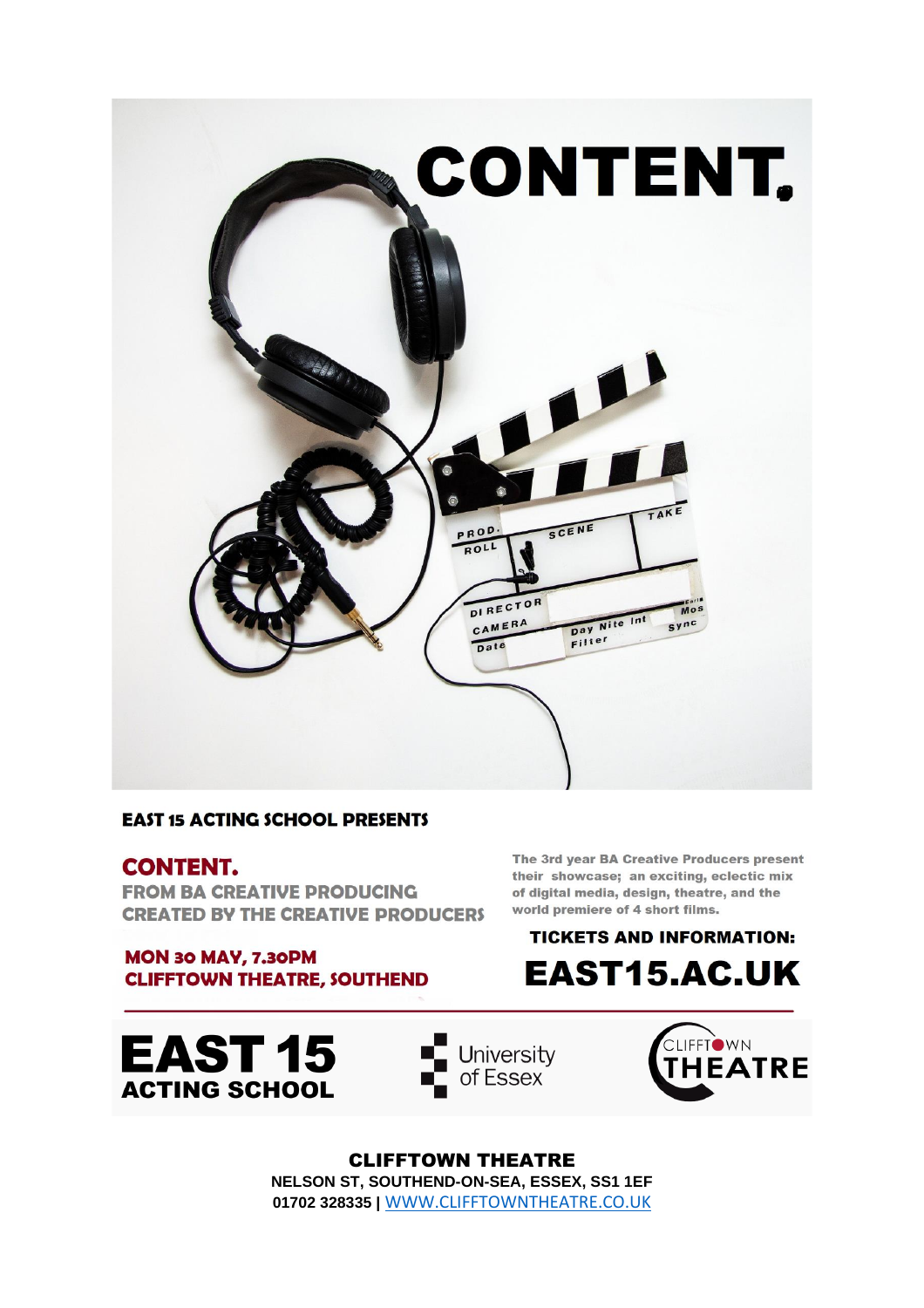# CONTENT.

**EAST 15 ACTING SCHOOL PRESENTS**

## CONTENT.

**FROM BA CREATIVE PRODUCING**
**CREATED BY THE CREATIVE PRODUCERS**

**MON 30 MAY, 7.30PM**
**CLIFFTOWN THEATRE, SOUTHEND**

**The 3rd year BA Creative Producers present their showcase; an exciting, eclectic mix of digital media, design, theatre, and the world premiere of 4 short films.**

**TICKETS AND INFORMATION:**

## EAST15.AC.UK

**EAST 15 ACTING SCHOOL**

University of Essex

CLIFFTOWN THEATRE

**CLIFFTOWN THEATRE**
**NELSON ST, SOUTHEND-ON-SEA, ESSEX, SS1 1EF**
**01702 328335 |** WWW.CLIFFTOWNTHEATRE.CO.UK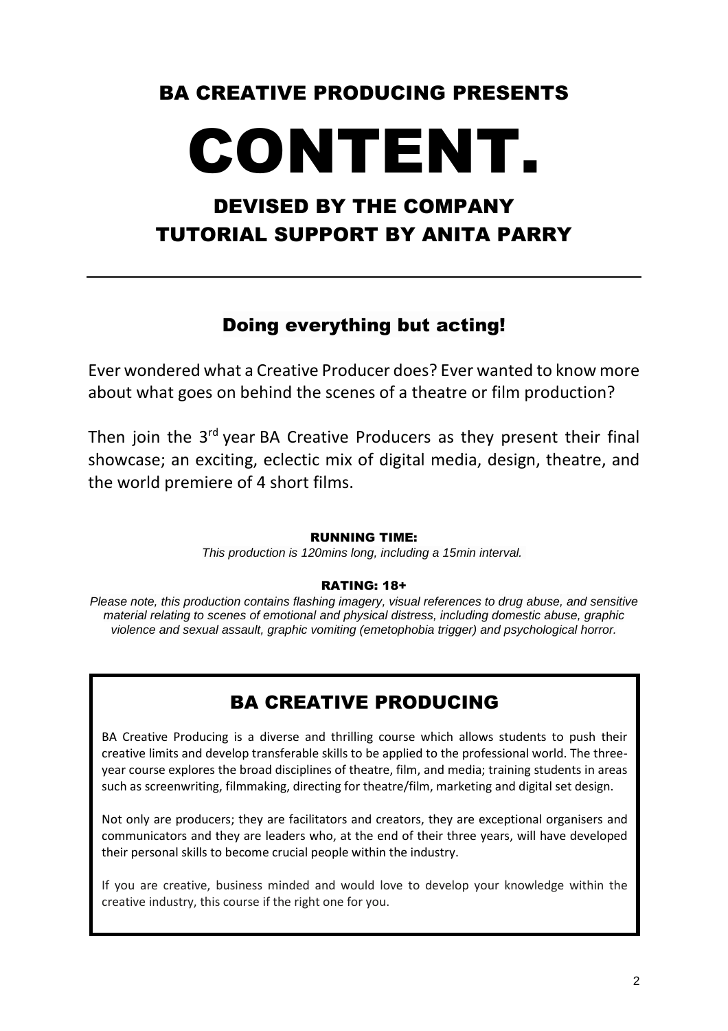## BA CREATIVE PRODUCING PRESENTS

# CONTENT.

## DEVISED BY THE COMPANY
## TUTORIAL SUPPORT BY ANITA PARRY

---

### Doing everything but acting!

Ever wondered what a Creative Producer does? Ever wanted to know more about what goes on behind the scenes of a theatre or film production?

Then join the 3rd year BA Creative Producers as they present their final showcase; an exciting, eclectic mix of digital media, design, theatre, and the world premiere of 4 short films.

**RUNNING TIME:**

*This production is 120mins long, including a 15min interval.*

**RATING: 18+**

*Please note, this production contains flashing imagery, visual references to drug abuse, and sensitive material relating to scenes of emotional and physical distress, including domestic abuse, graphic violence and sexual assault, graphic vomiting (emetophobia trigger) and psychological horror.*

## BA CREATIVE PRODUCING

BA Creative Producing is a diverse and thrilling course which allows students to push their creative limits and develop transferable skills to be applied to the professional world. The three-year course explores the broad disciplines of theatre, film, and media; training students in areas such as screenwriting, filmmaking, directing for theatre/film, marketing and digital set design.

Not only are producers; they are facilitators and creators, they are exceptional organisers and communicators and they are leaders who, at the end of their three years, will have developed their personal skills to become crucial people within the industry.

If you are creative, business minded and would love to develop your knowledge within the creative industry, this course if the right one for you.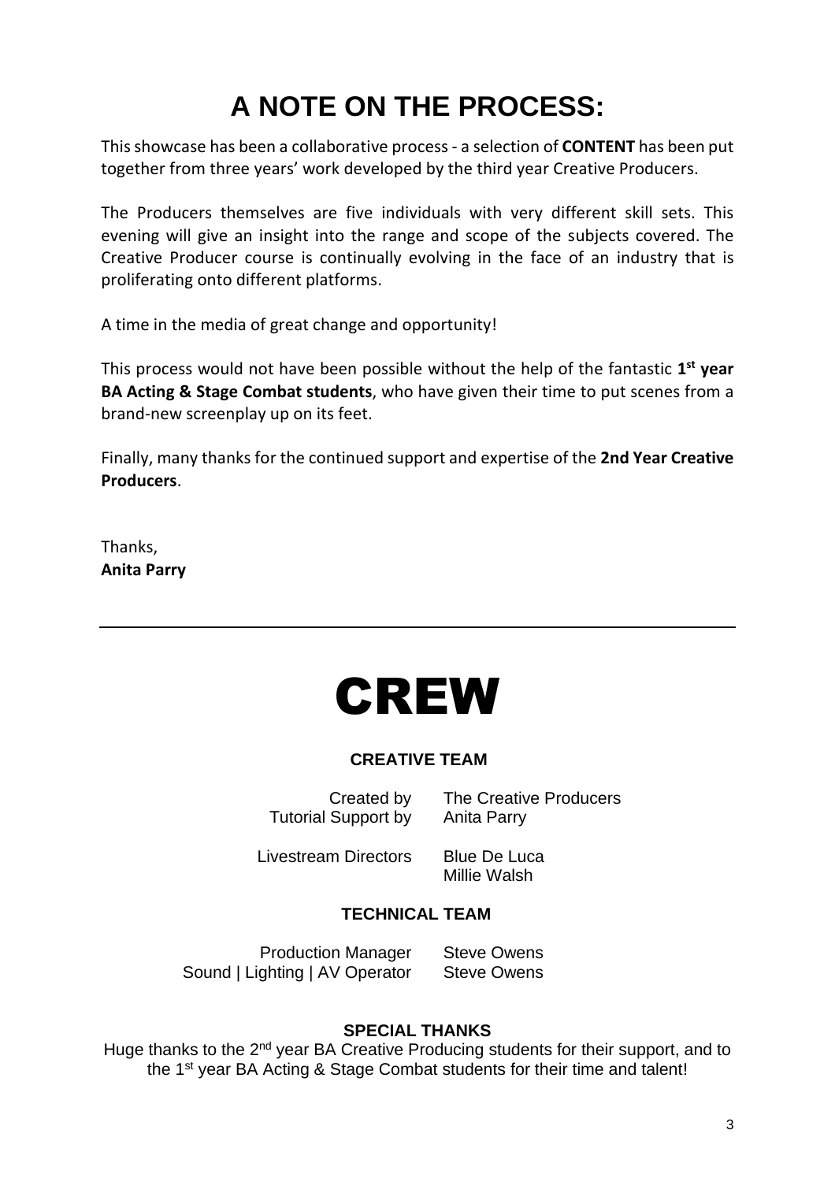# A NOTE ON THE PROCESS:

This showcase has been a collaborative process - a selection of **CONTENT** has been put together from three years' work developed by the third year Creative Producers.

The Producers themselves are five individuals with very different skill sets. This evening will give an insight into the range and scope of the subjects covered. The Creative Producer course is continually evolving in the face of an industry that is proliferating onto different platforms.

A time in the media of great change and opportunity!

This process would not have been possible without the help of the fantastic **1st year BA Acting & Stage Combat students**, who have given their time to put scenes from a brand-new screenplay up on its feet.

Finally, many thanks for the continued support and expertise of the **2nd Year Creative Producers**.

Thanks,
**Anita Parry**

---

# CREW

### CREATIVE TEAM

| | |
|---|---|
| Created by | The Creative Producers |
| Tutorial Support by | Anita Parry |
| Livestream Directors | Blue De Luca<br>Millie Walsh |

### TECHNICAL TEAM

| | |
|---|---|
| Production Manager | Steve Owens |
| Sound \| Lighting \| AV Operator | Steve Owens |

### SPECIAL THANKS

Huge thanks to the 2nd year BA Creative Producing students for their support, and to the 1st year BA Acting & Stage Combat students for their time and talent!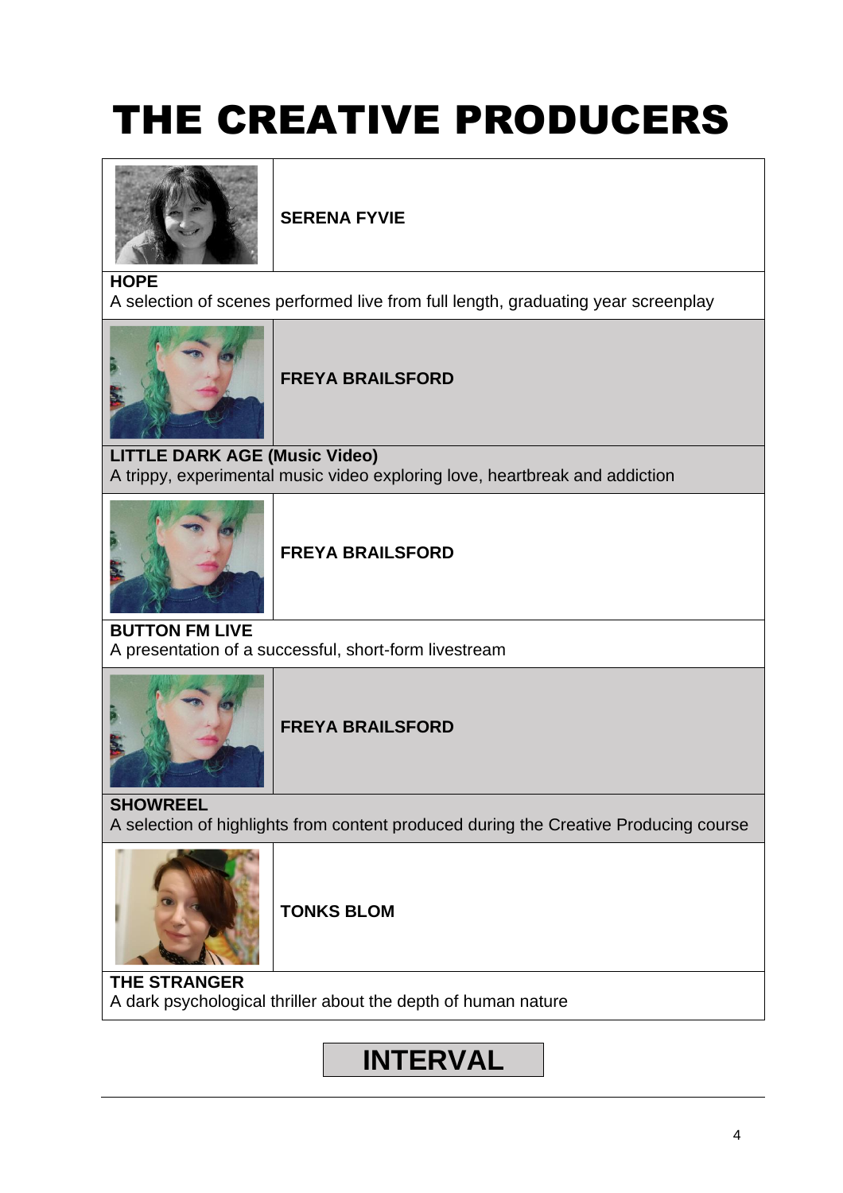# THE CREATIVE PRODUCERS

**SERENA FYVIE**

**HOPE**
A selection of scenes performed live from full length, graduating year screenplay

**FREYA BRAILSFORD**

**LITTLE DARK AGE (Music Video)**
A trippy, experimental music video exploring love, heartbreak and addiction

**FREYA BRAILSFORD**

**BUTTON FM LIVE**
A presentation of a successful, short-form livestream

**FREYA BRAILSFORD**

**SHOWREEL**
A selection of highlights from content produced during the Creative Producing course

**TONKS BLOM**

**THE STRANGER**
A dark psychological thriller about the depth of human nature

## INTERVAL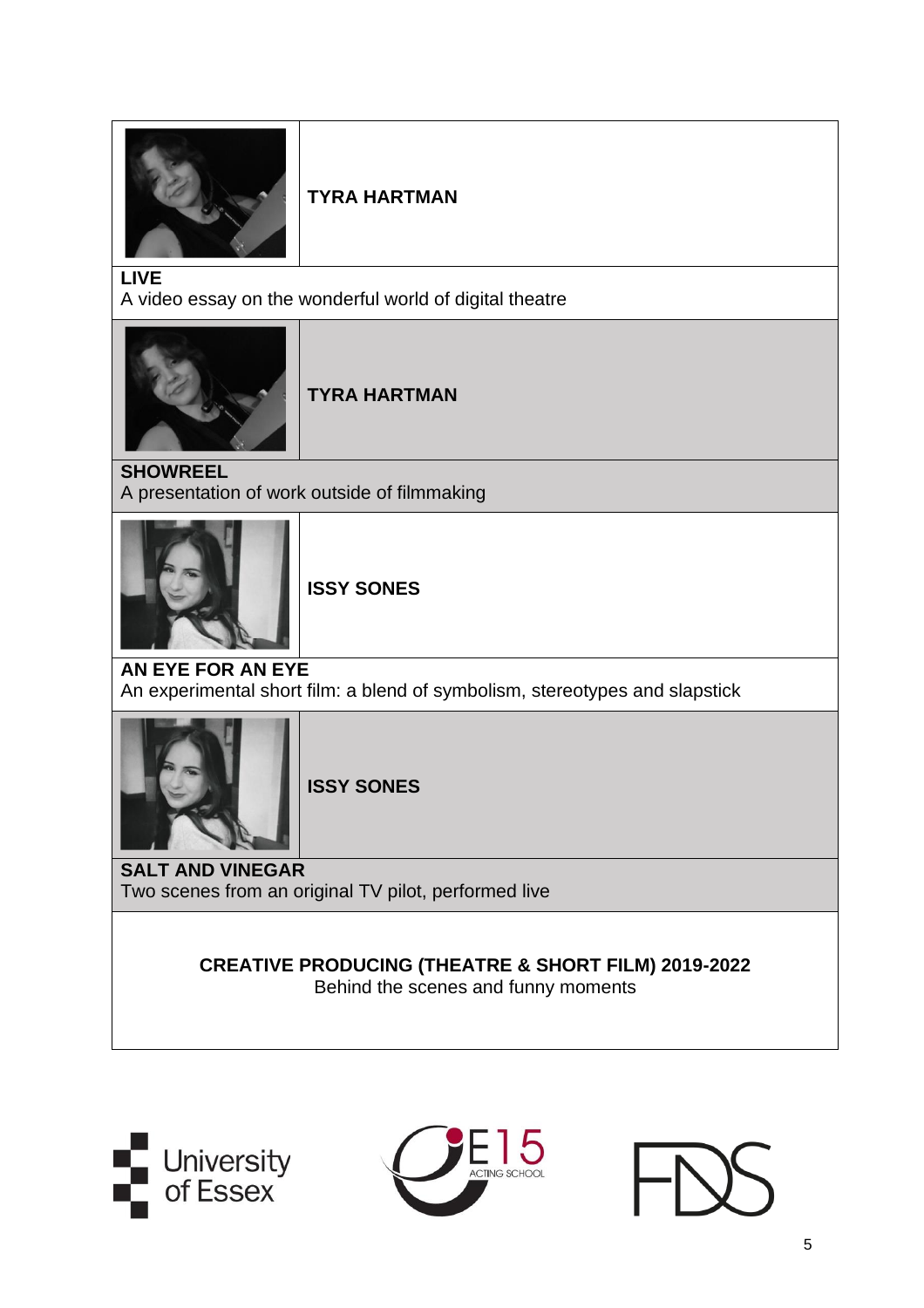**TYRA HARTMAN**

**LIVE**
A video essay on the wonderful world of digital theatre

**TYRA HARTMAN**

**SHOWREEL**
A presentation of work outside of filmmaking

**ISSY SONES**

**AN EYE FOR AN EYE**
An experimental short film: a blend of symbolism, stereotypes and slapstick

**ISSY SONES**

**SALT AND VINEGAR**
Two scenes from an original TV pilot, performed live

**CREATIVE PRODUCING (THEATRE & SHORT FILM) 2019-2022**
Behind the scenes and funny moments

University of Essex

E15 ACTING SCHOOL

FDS